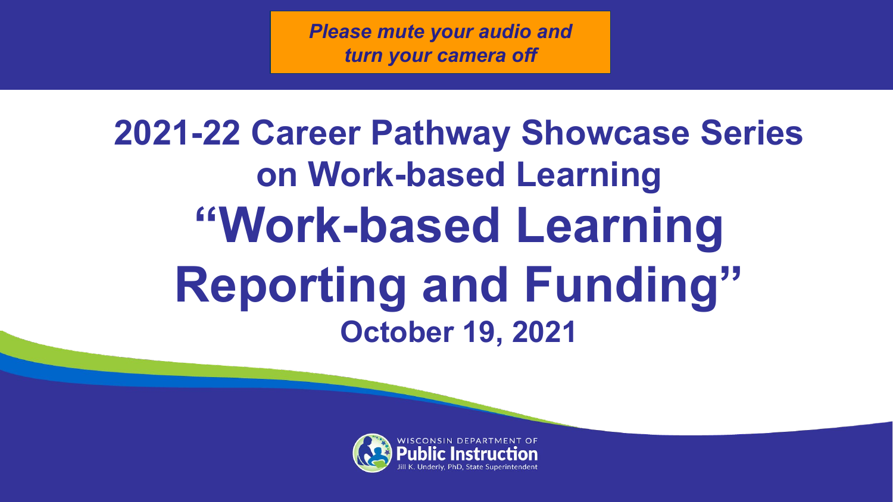*Please mute your audio and turn your camera off*

# 2021-22 Career Pathway Showcase Series on Work-based Learning

# "Work-based Learning Reporting and Funding"

**October 19, 2021**

WISCONSIN DEPARTMENT OF
**Public Instruction**
Jill K. Underly, PhD, State Superintendent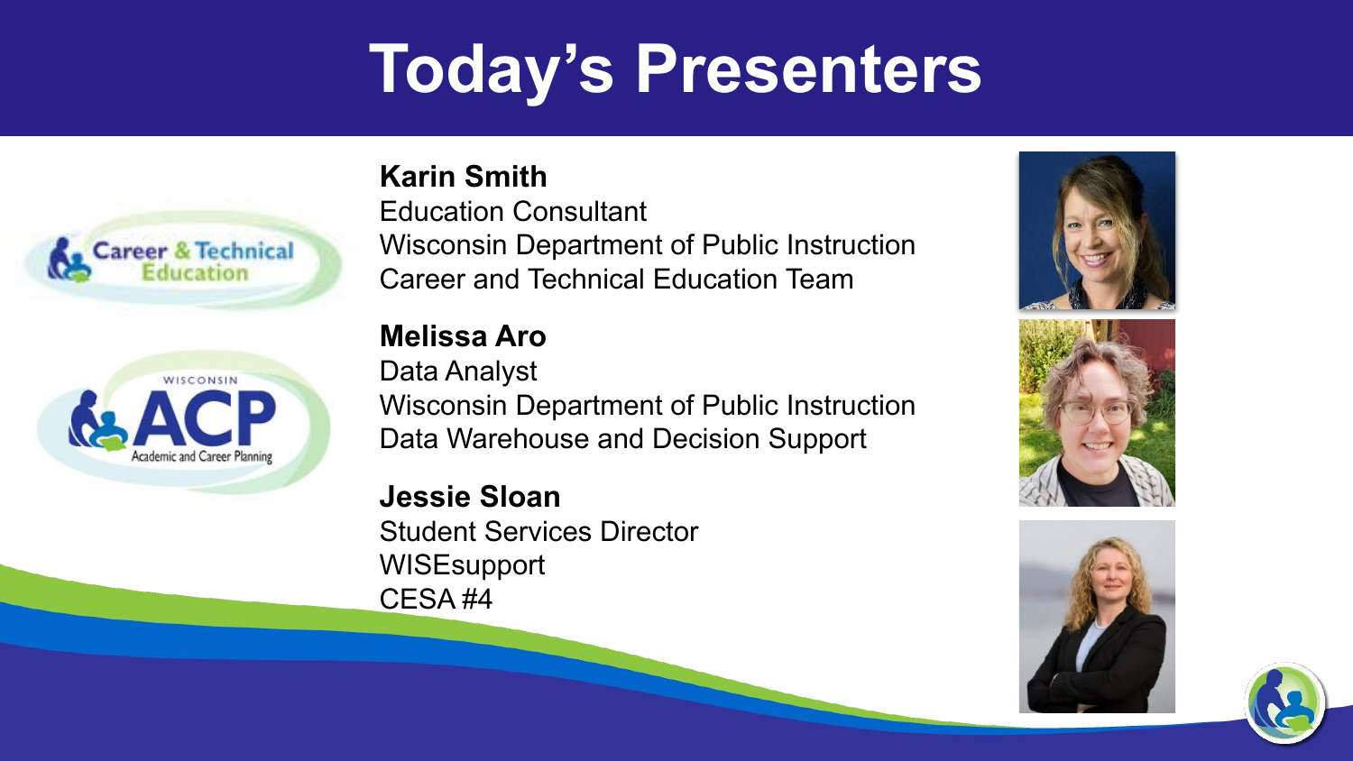# Today's Presenters

**Karin Smith**
Education Consultant
Wisconsin Department of Public Instruction
Career and Technical Education Team

**Melissa Aro**
Data Analyst
Wisconsin Department of Public Instruction
Data Warehouse and Decision Support

**Jessie Sloan**
Student Services Director
WISEsupport
CESA #4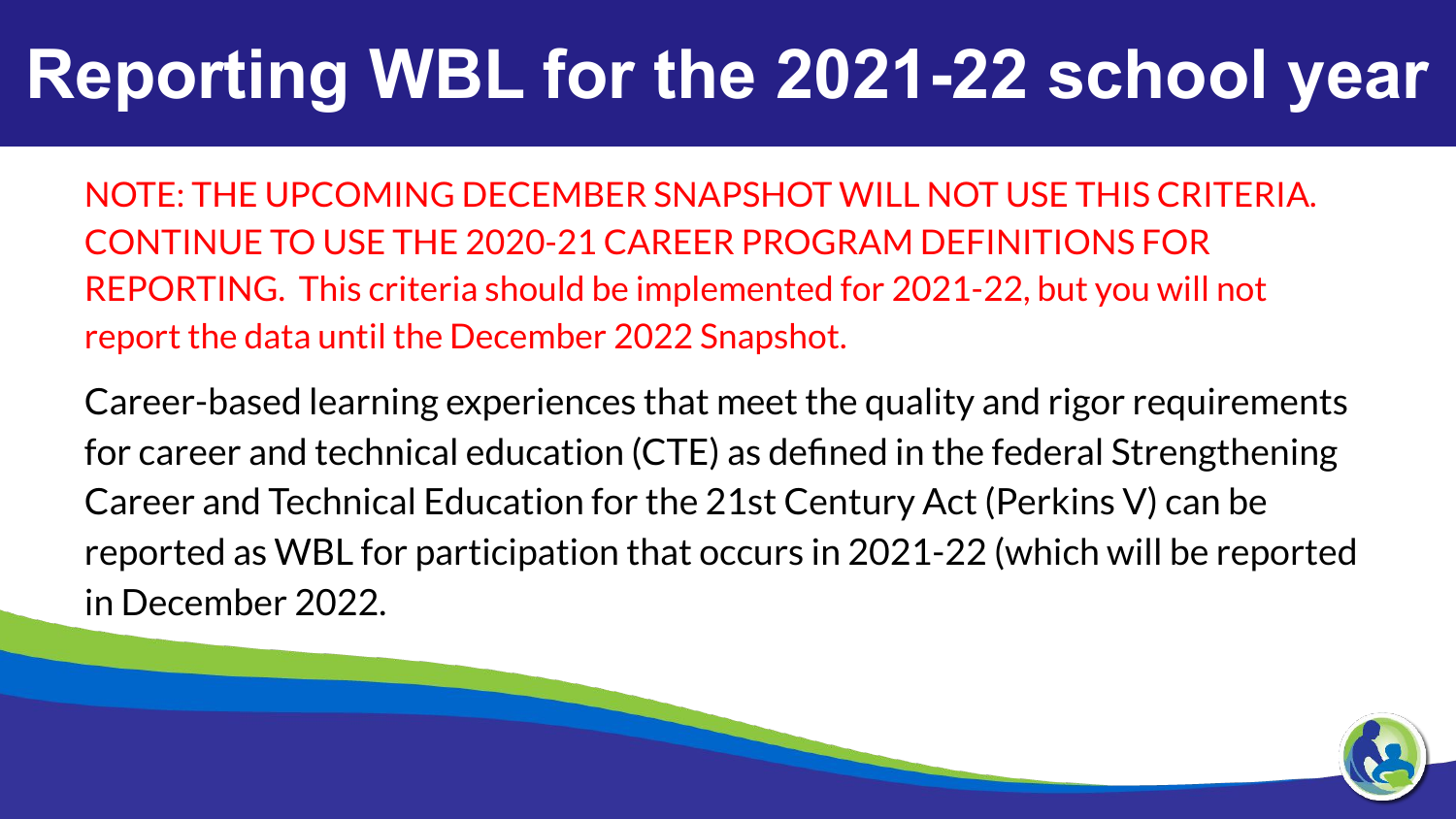# Reporting WBL for the 2021-22 school year

NOTE: THE UPCOMING DECEMBER SNAPSHOT WILL NOT USE THIS CRITERIA. CONTINUE TO USE THE 2020-21 CAREER PROGRAM DEFINITIONS FOR REPORTING. This criteria should be implemented for 2021-22, but you will not report the data until the December 2022 Snapshot.

Career-based learning experiences that meet the quality and rigor requirements for career and technical education (CTE) as defined in the federal Strengthening Career and Technical Education for the 21st Century Act (Perkins V) can be reported as WBL for participation that occurs in 2021-22 (which will be reported in December 2022.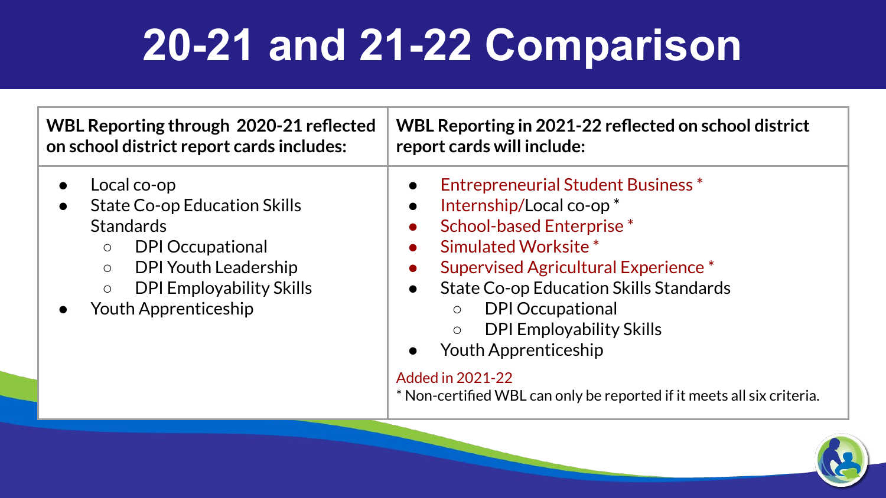# 20-21 and 21-22 Comparison

| WBL Reporting through 2020-21 reflected on school district report cards includes: | WBL Reporting in 2021-22 reflected on school district report cards will include: |
|---|---|
| <ul><li>Local co-op</li><li>State Co-op Education Skills Standards<ul><li>DPI Occupational</li><li>DPI Youth Leadership</li><li>DPI Employability Skills</li></ul></li><li>Youth Apprenticeship</li></ul> | <ul><li>Entrepreneurial Student Business *</li><li>Internship/Local co-op *</li><li>School-based Enterprise *</li><li>Simulated Worksite *</li><li>Supervised Agricultural Experience *</li><li>State Co-op Education Skills Standards<ul><li>DPI Occupational</li><li>DPI Employability Skills</li></ul></li><li>Youth Apprenticeship</li></ul>Added in 2021-22<br>* Non-certified WBL can only be reported if it meets all six criteria. |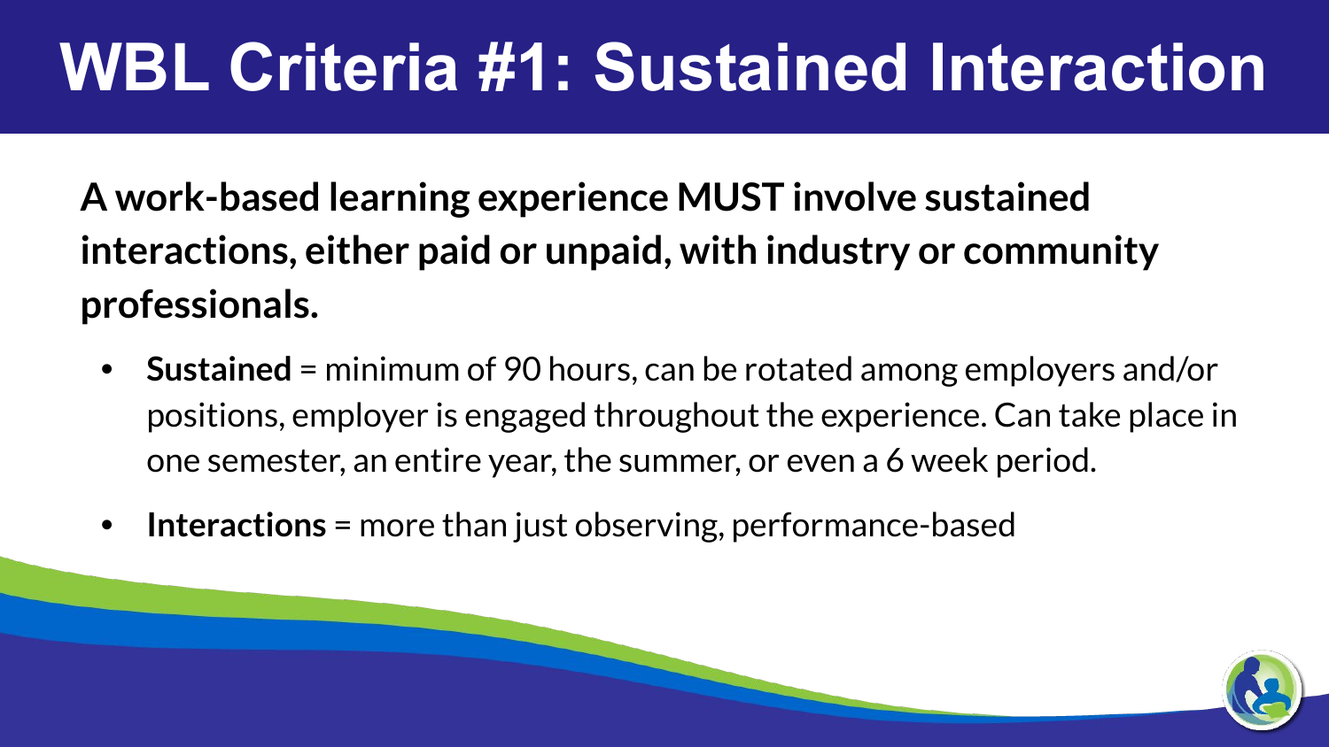# WBL Criteria #1: Sustained Interaction

**A work-based learning experience MUST involve sustained interactions, either paid or unpaid, with industry or community professionals.**

- **Sustained** = minimum of 90 hours, can be rotated among employers and/or positions, employer is engaged throughout the experience. Can take place in one semester, an entire year, the summer, or even a 6 week period.
- **Interactions** = more than just observing, performance-based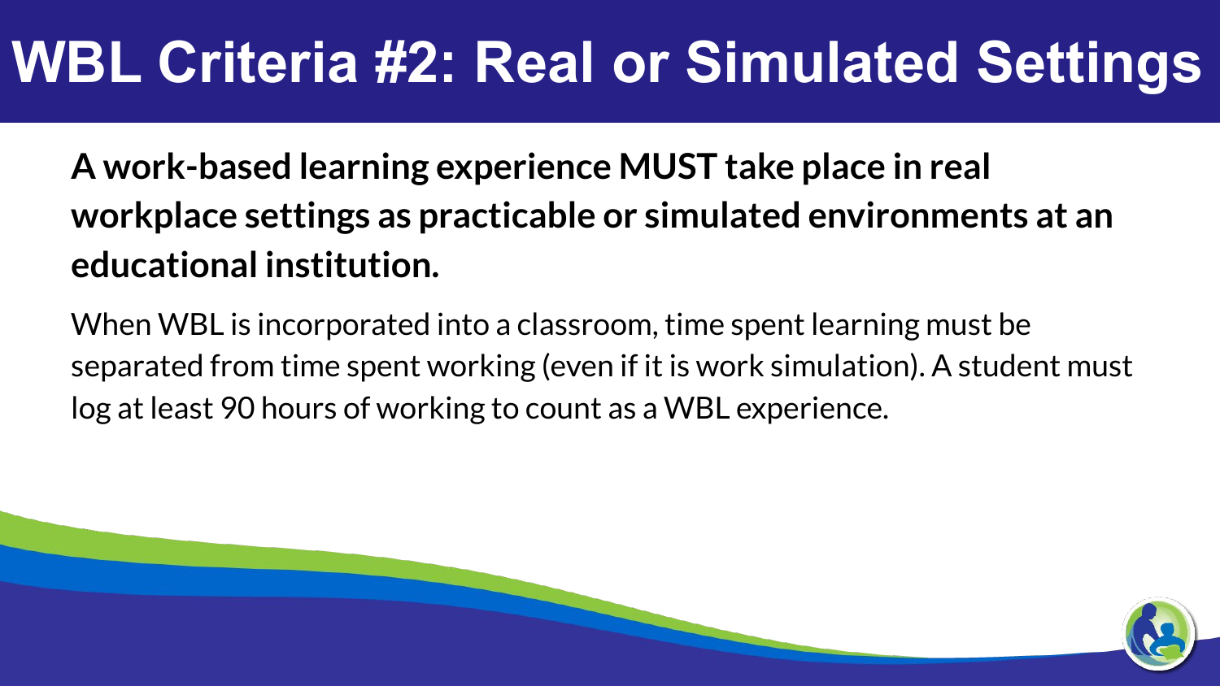# WBL Criteria #2: Real or Simulated Settings

**A work-based learning experience MUST take place in real workplace settings as practicable or simulated environments at an educational institution.**

When WBL is incorporated into a classroom, time spent learning must be separated from time spent working (even if it is work simulation). A student must log at least 90 hours of working to count as a WBL experience.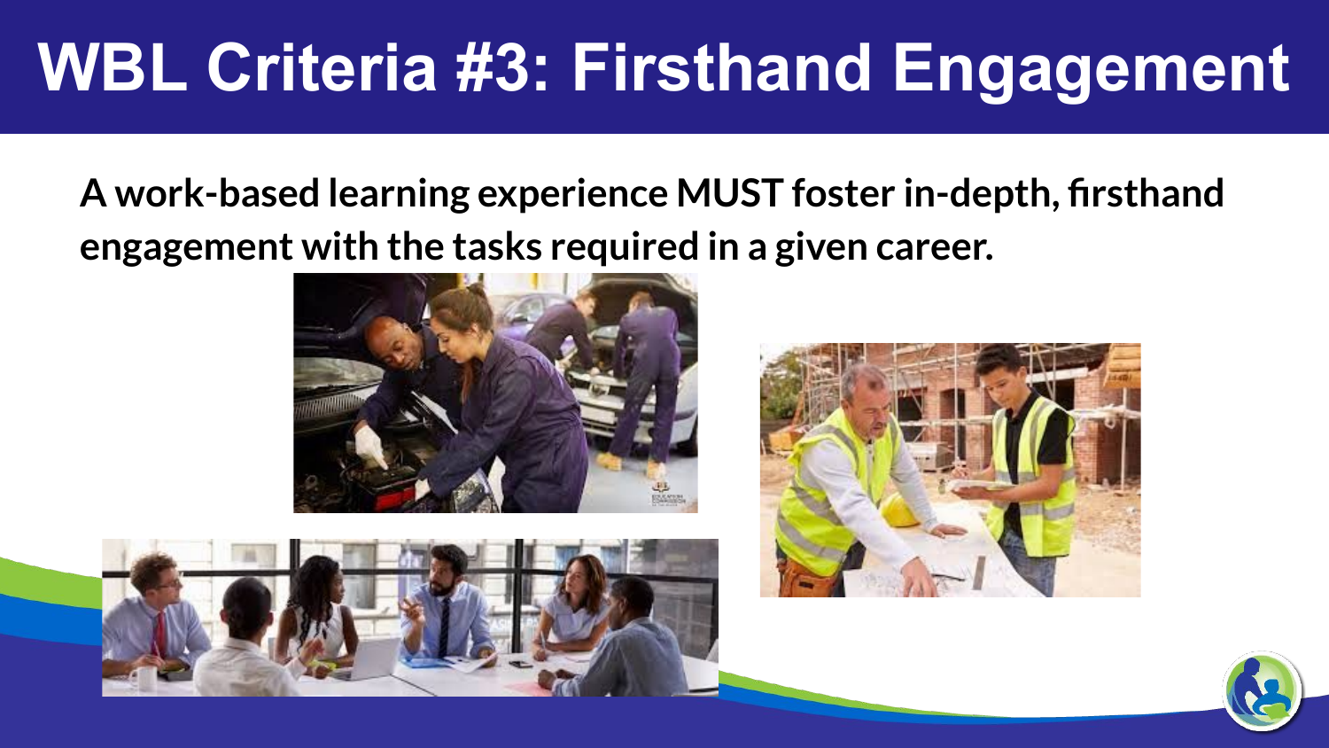# WBL Criteria #3: Firsthand Engagement

**A work-based learning experience MUST foster in-depth, firsthand engagement with the tasks required in a given career.**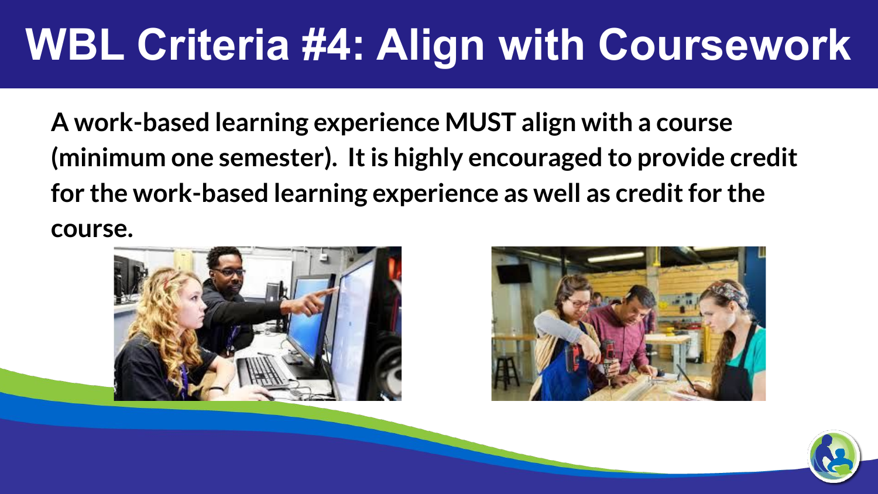# WBL Criteria #4: Align with Coursework

**A work-based learning experience MUST align with a course (minimum one semester). It is highly encouraged to provide credit for the work-based learning experience as well as credit for the course.**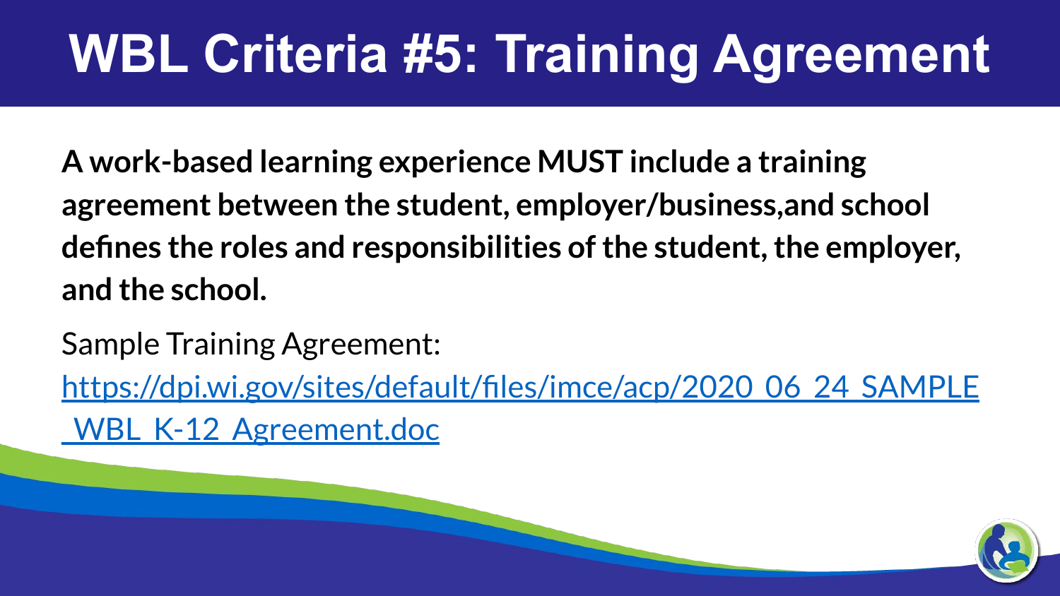# WBL Criteria #5: Training Agreement

**A work-based learning experience MUST include a training agreement between the student, employer/business,and school defines the roles and responsibilities of the student, the employer, and the school.**

Sample Training Agreement:
[https://dpi.wi.gov/sites/default/files/imce/acp/2020_06_24_SAMPLE_WBL_K-12_Agreement.doc](https://dpi.wi.gov/sites/default/files/imce/acp/2020_06_24_SAMPLE_WBL_K-12_Agreement.doc)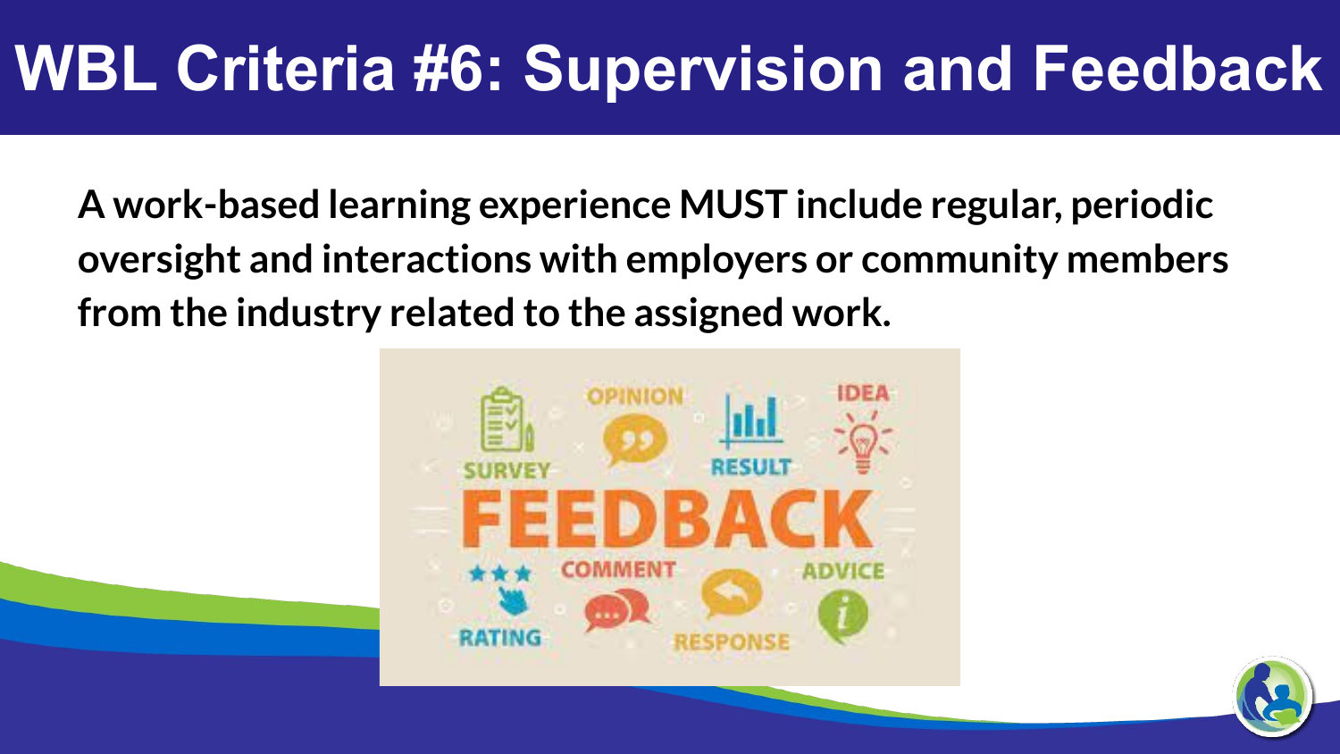# WBL Criteria #6: Supervision and Feedback

**A work-based learning experience MUST include regular, periodic oversight and interactions with employers or community members from the industry related to the assigned work.**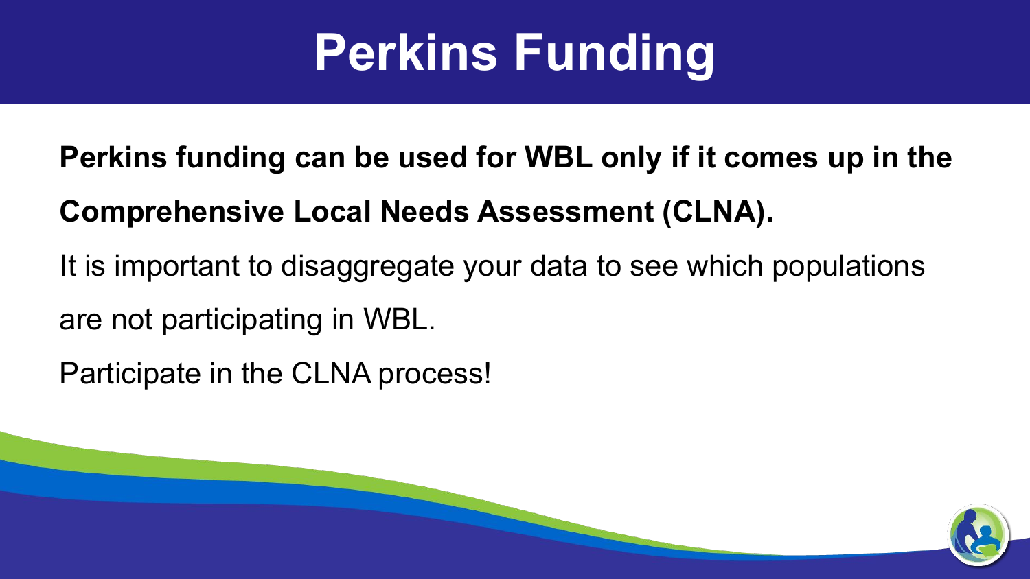# Perkins Funding

**Perkins funding can be used for WBL only if it comes up in the Comprehensive Local Needs Assessment (CLNA).**

It is important to disaggregate your data to see which populations are not participating in WBL.

Participate in the CLNA process!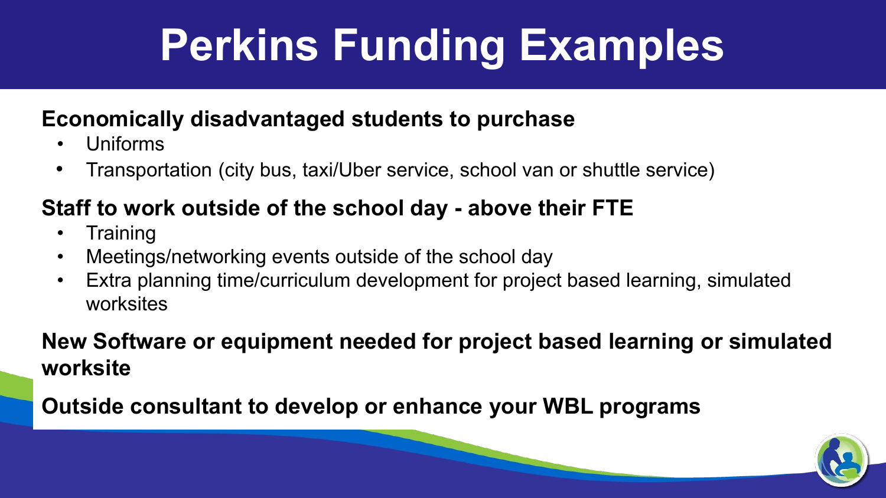# Perkins Funding Examples

**Economically disadvantaged students to purchase**

- Uniforms
- Transportation (city bus, taxi/Uber service, school van or shuttle service)

**Staff to work outside of the school day - above their FTE**

- Training
- Meetings/networking events outside of the school day
- Extra planning time/curriculum development for project based learning, simulated worksites

**New Software or equipment needed for project based learning or simulated worksite**

**Outside consultant to develop or enhance your WBL programs**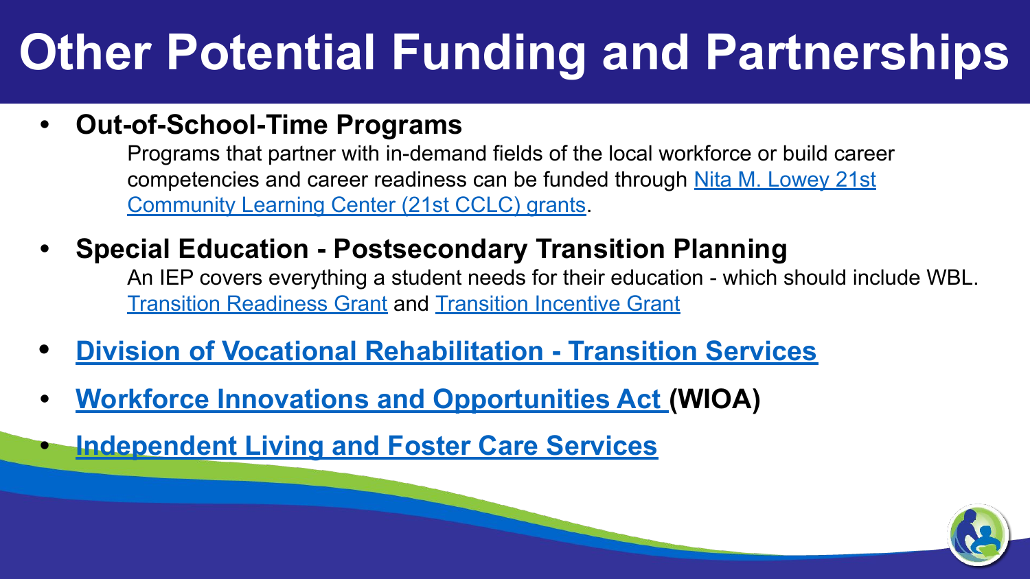# Other Potential Funding and Partnerships

- **Out-of-School-Time Programs**

  Programs that partner with in-demand fields of the local workforce or build career competencies and career readiness can be funded through Nita M. Lowey 21st Community Learning Center (21st CCLC) grants.

- **Special Education - Postsecondary Transition Planning**

  An IEP covers everything a student needs for their education - which should include WBL. Transition Readiness Grant and Transition Incentive Grant

- **Division of Vocational Rehabilitation - Transition Services**
- **Workforce Innovations and Opportunities Act (WIOA)**
- **Independent Living and Foster Care Services**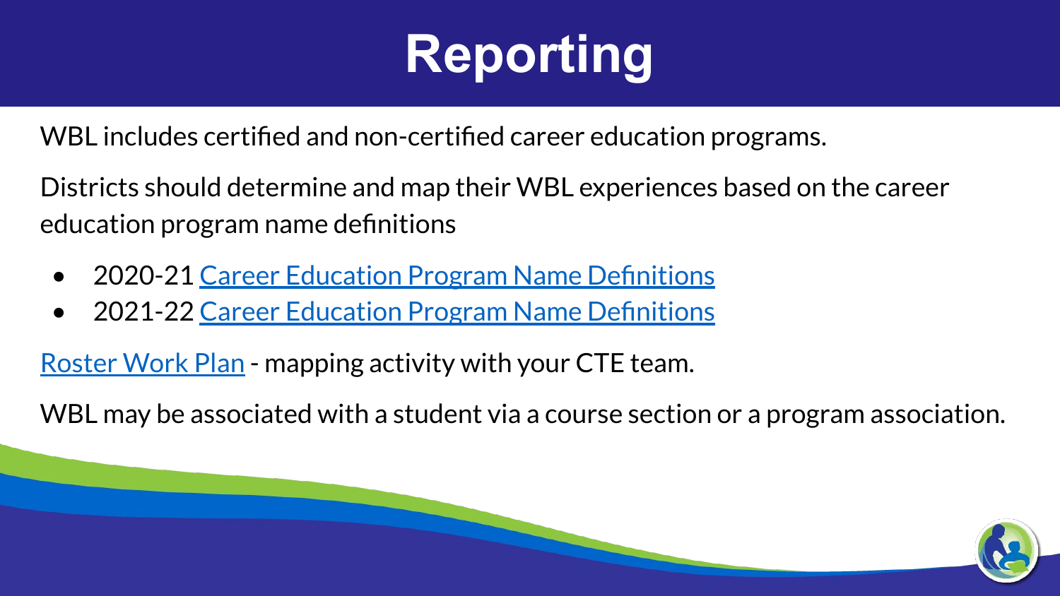# Reporting

WBL includes certified and non-certified career education programs.

Districts should determine and map their WBL experiences based on the career education program name definitions

- 2020-21 Career Education Program Name Definitions
- 2021-22 Career Education Program Name Definitions

Roster Work Plan - mapping activity with your CTE team.

WBL may be associated with a student via a course section or a program association.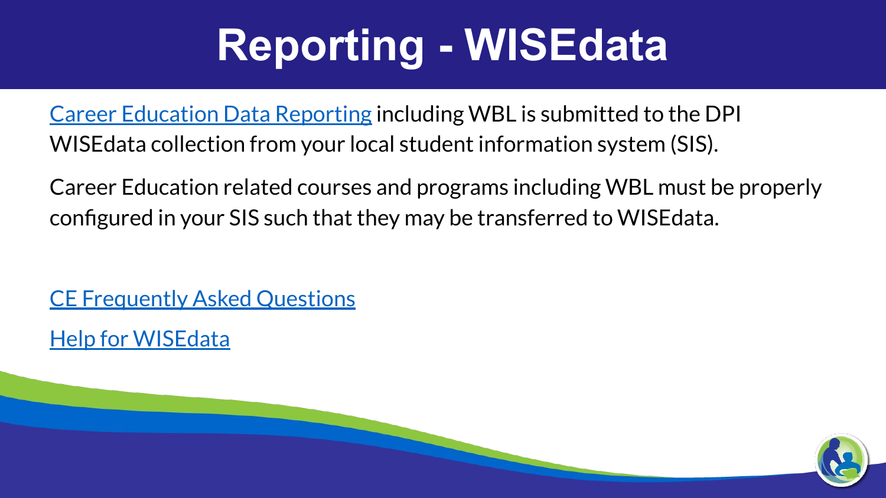# Reporting - WISEdata

Career Education Data Reporting including WBL is submitted to the DPI WISEdata collection from your local student information system (SIS).

Career Education related courses and programs including WBL must be properly configured in your SIS such that they may be transferred to WISEdata.

CE Frequently Asked Questions

Help for WISEdata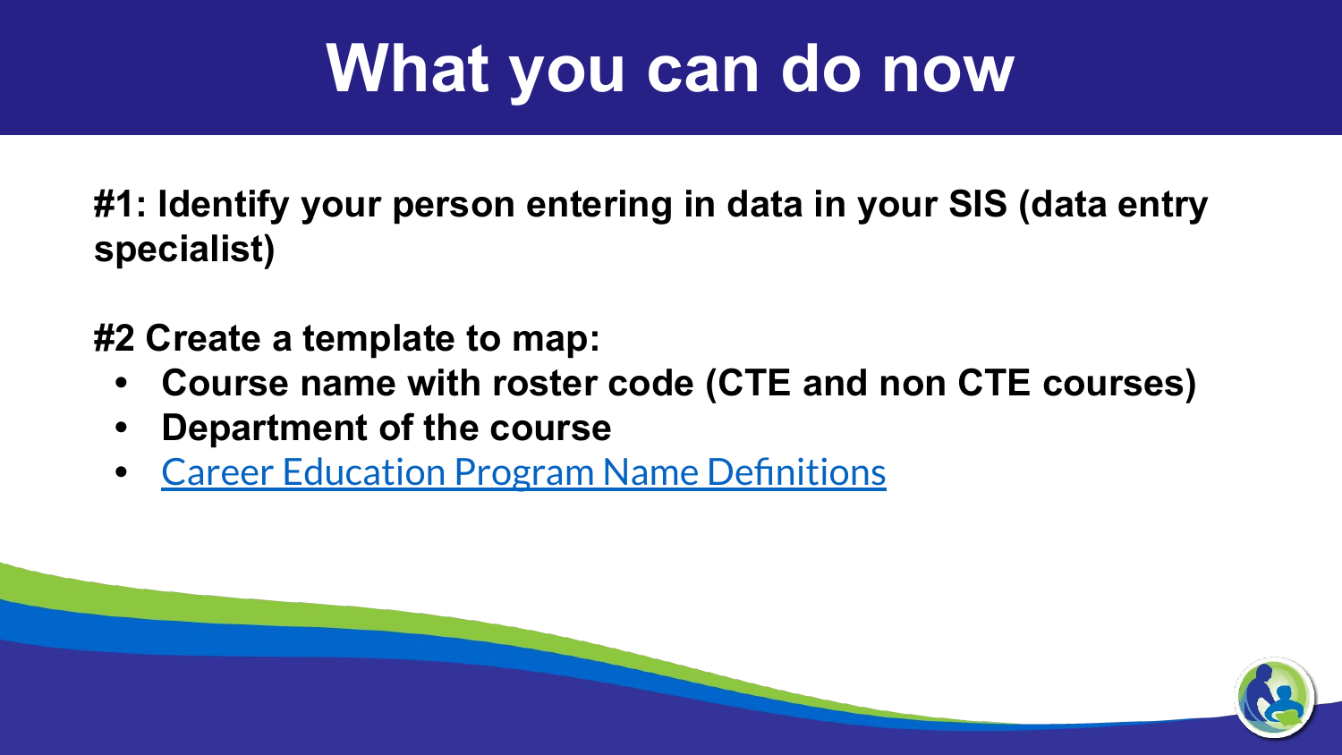# What you can do now

**#1: Identify your person entering in data in your SIS (data entry specialist)**

**#2 Create a template to map:**

- **Course name with roster code (CTE and non CTE courses)**
- **Department of the course**
- Career Education Program Name Definitions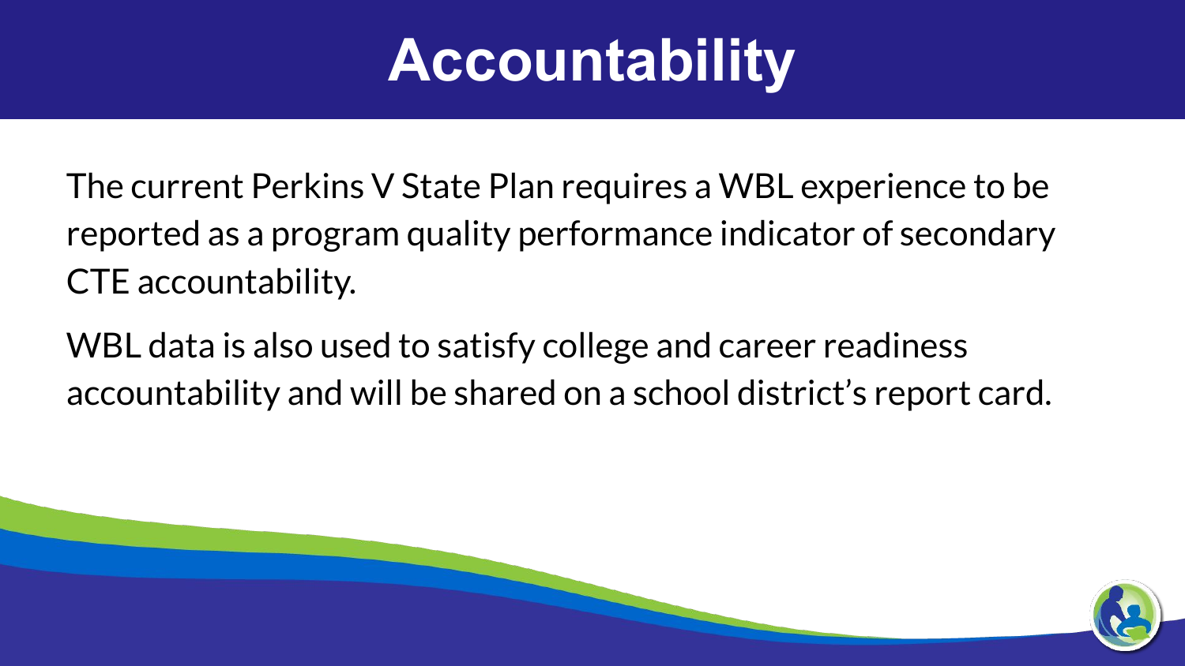# Accountability

The current Perkins V State Plan requires a WBL experience to be reported as a program quality performance indicator of secondary CTE accountability.

WBL data is also used to satisfy college and career readiness accountability and will be shared on a school district's report card.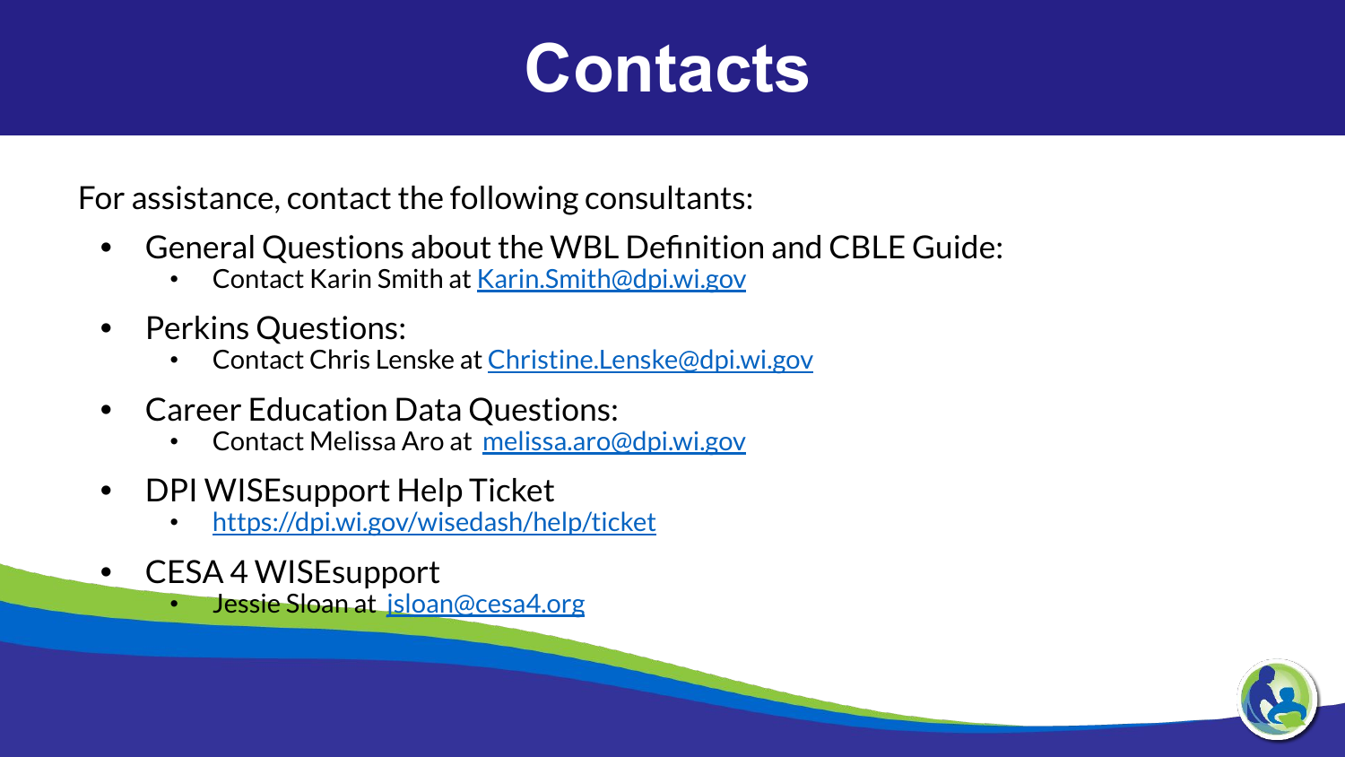# Contacts

For assistance, contact the following consultants:

- General Questions about the WBL Definition and CBLE Guide:
  - Contact Karin Smith at Karin.Smith@dpi.wi.gov
- Perkins Questions:
  - Contact Chris Lenske at Christine.Lenske@dpi.wi.gov
- Career Education Data Questions:
  - Contact Melissa Aro at melissa.aro@dpi.wi.gov
- DPI WISEsupport Help Ticket
  - https://dpi.wi.gov/wisedash/help/ticket
- CESA 4 WISEsupport
  - Jessie Sloan at jsloan@cesa4.org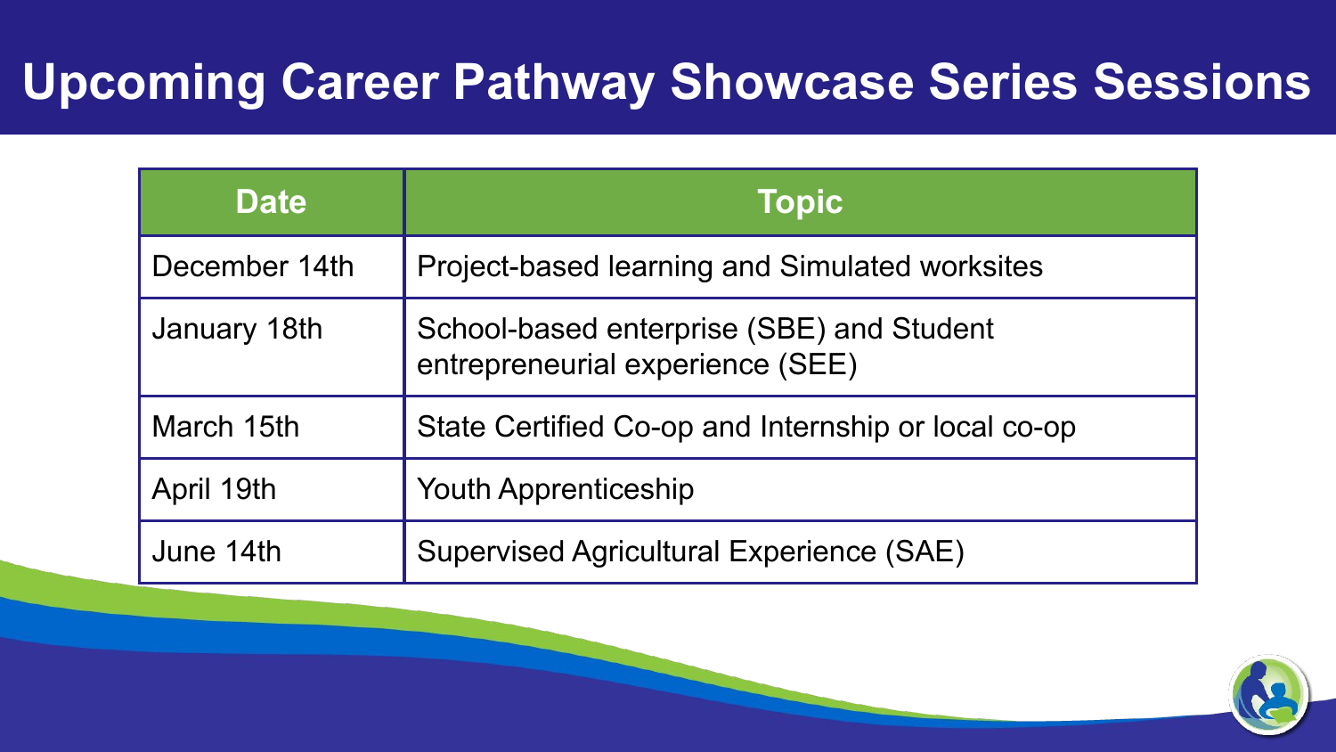# Upcoming Career Pathway Showcase Series Sessions

| Date | Topic |
|---|---|
| December 14th | Project-based learning and Simulated worksites |
| January 18th | School-based enterprise (SBE) and Student entrepreneurial experience (SEE) |
| March 15th | State Certified Co-op and Internship or local co-op |
| April 19th | Youth Apprenticeship |
| June 14th | Supervised Agricultural Experience (SAE) |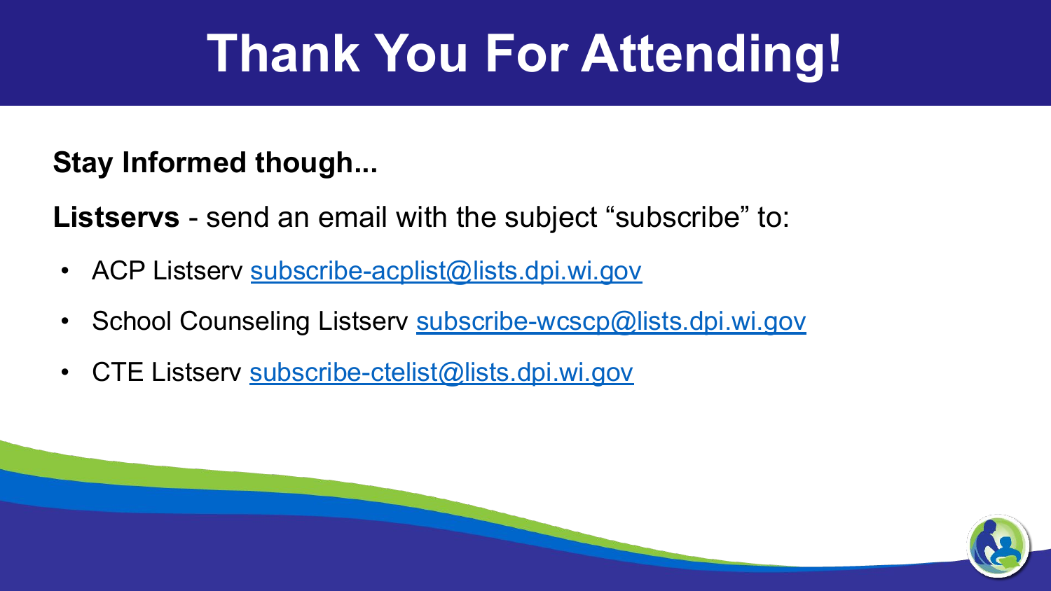# Thank You For Attending!

**Stay Informed though...**

**Listservs** - send an email with the subject “subscribe” to:

- ACP Listserv subscribe-acplist@lists.dpi.wi.gov
- School Counseling Listserv subscribe-wcscp@lists.dpi.wi.gov
- CTE Listserv subscribe-ctelist@lists.dpi.wi.gov